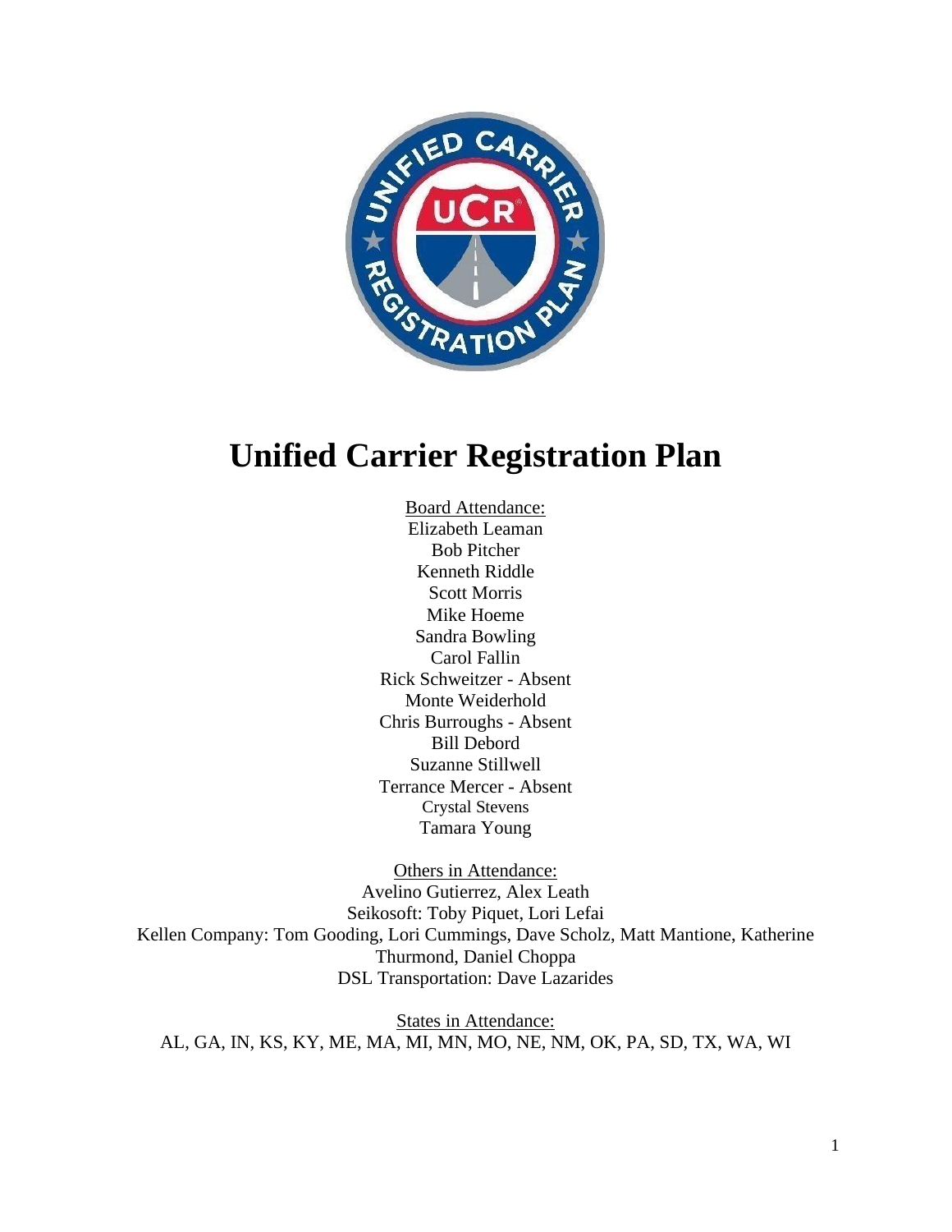# Unified Carrier Registration Plan

Board Attendance:
Elizabeth Leaman
Bob Pitcher
Kenneth Riddle
Scott Morris
Mike Hoeme
Sandra Bowling
Carol Fallin
Rick Schweitzer - Absent
Monte Weiderhold
Chris Burroughs - Absent
Bill Debord
Suzanne Stillwell
Terrance Mercer - Absent
Crystal Stevens
Tamara Young

Others in Attendance:
Avelino Gutierrez, Alex Leath
Seikosoft: Toby Piquet, Lori Lefai
Kellen Company: Tom Gooding, Lori Cummings, Dave Scholz, Matt Mantione, Katherine Thurmond, Daniel Choppa
DSL Transportation: Dave Lazarides

States in Attendance:
AL, GA, IN, KS, KY, ME, MA, MI, MN, MO, NE, NM, OK, PA, SD, TX, WA, WI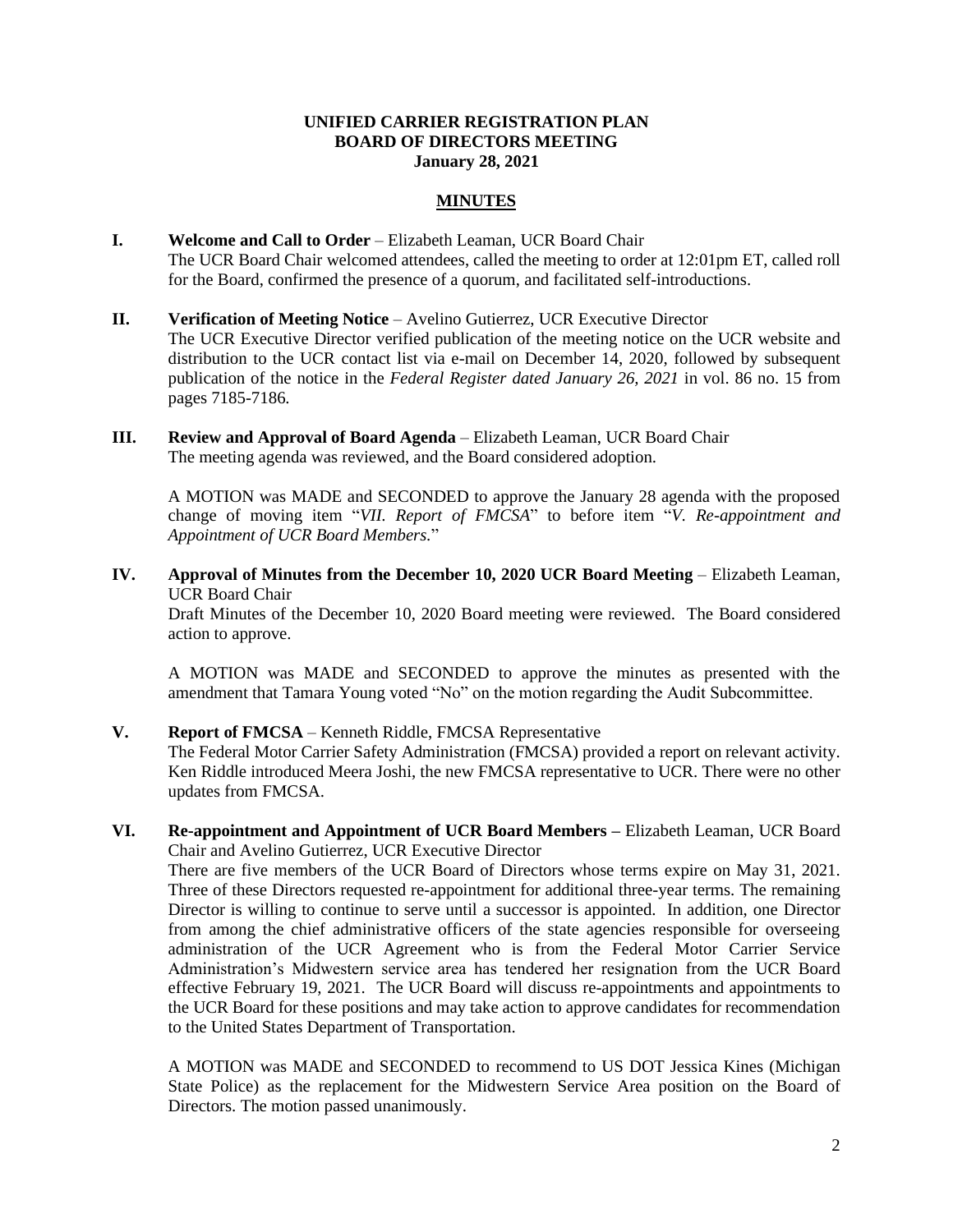**UNIFIED CARRIER REGISTRATION PLAN**
**BOARD OF DIRECTORS MEETING**
**January 28, 2021**

## MINUTES

**I. Welcome and Call to Order** – Elizabeth Leaman, UCR Board Chair
The UCR Board Chair welcomed attendees, called the meeting to order at 12:01pm ET, called roll for the Board, confirmed the presence of a quorum, and facilitated self-introductions.

**II. Verification of Meeting Notice** – Avelino Gutierrez, UCR Executive Director
The UCR Executive Director verified publication of the meeting notice on the UCR website and distribution to the UCR contact list via e-mail on December 14, 2020, followed by subsequent publication of the notice in the *Federal Register dated January 26, 2021* in vol. 86 no. 15 from pages 7185-7186.

**III. Review and Approval of Board Agenda** – Elizabeth Leaman, UCR Board Chair
The meeting agenda was reviewed, and the Board considered adoption.

A MOTION was MADE and SECONDED to approve the January 28 agenda with the proposed change of moving item "*VII. Report of FMCSA*" to before item "*V. Re-appointment and Appointment of UCR Board Members.*"

**IV. Approval of Minutes from the December 10, 2020 UCR Board Meeting** – Elizabeth Leaman, UCR Board Chair
Draft Minutes of the December 10, 2020 Board meeting were reviewed. The Board considered action to approve.

A MOTION was MADE and SECONDED to approve the minutes as presented with the amendment that Tamara Young voted "No" on the motion regarding the Audit Subcommittee.

**V. Report of FMCSA** – Kenneth Riddle, FMCSA Representative
The Federal Motor Carrier Safety Administration (FMCSA) provided a report on relevant activity. Ken Riddle introduced Meera Joshi, the new FMCSA representative to UCR. There were no other updates from FMCSA.

**VI. Re-appointment and Appointment of UCR Board Members –** Elizabeth Leaman, UCR Board Chair and Avelino Gutierrez, UCR Executive Director
There are five members of the UCR Board of Directors whose terms expire on May 31, 2021. Three of these Directors requested re-appointment for additional three-year terms. The remaining Director is willing to continue to serve until a successor is appointed. In addition, one Director from among the chief administrative officers of the state agencies responsible for overseeing administration of the UCR Agreement who is from the Federal Motor Carrier Service Administration's Midwestern service area has tendered her resignation from the UCR Board effective February 19, 2021. The UCR Board will discuss re-appointments and appointments to the UCR Board for these positions and may take action to approve candidates for recommendation to the United States Department of Transportation.

A MOTION was MADE and SECONDED to recommend to US DOT Jessica Kines (Michigan State Police) as the replacement for the Midwestern Service Area position on the Board of Directors. The motion passed unanimously.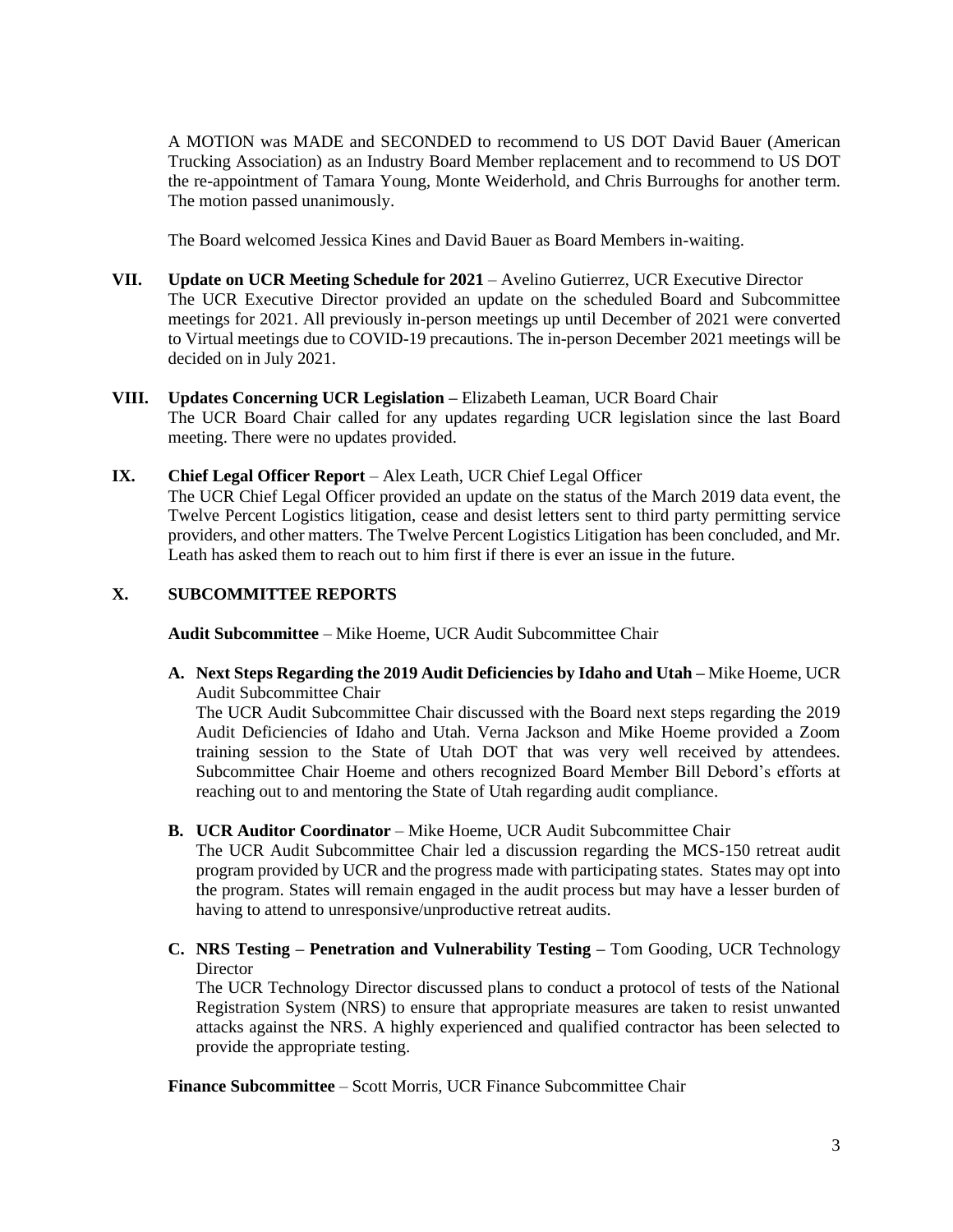A MOTION was MADE and SECONDED to recommend to US DOT David Bauer (American Trucking Association) as an Industry Board Member replacement and to recommend to US DOT the re-appointment of Tamara Young, Monte Weiderhold, and Chris Burroughs for another term. The motion passed unanimously.

The Board welcomed Jessica Kines and David Bauer as Board Members in-waiting.

**VII. Update on UCR Meeting Schedule for 2021** – Avelino Gutierrez, UCR Executive Director
The UCR Executive Director provided an update on the scheduled Board and Subcommittee meetings for 2021. All previously in-person meetings up until December of 2021 were converted to Virtual meetings due to COVID-19 precautions. The in-person December 2021 meetings will be decided on in July 2021.

**VIII. Updates Concerning UCR Legislation –** Elizabeth Leaman, UCR Board Chair
The UCR Board Chair called for any updates regarding UCR legislation since the last Board meeting. There were no updates provided.

**IX. Chief Legal Officer Report** – Alex Leath, UCR Chief Legal Officer
The UCR Chief Legal Officer provided an update on the status of the March 2019 data event, the Twelve Percent Logistics litigation, cease and desist letters sent to third party permitting service providers, and other matters. The Twelve Percent Logistics Litigation has been concluded, and Mr. Leath has asked them to reach out to him first if there is ever an issue in the future.

**X. SUBCOMMITTEE REPORTS**

**Audit Subcommittee** – Mike Hoeme, UCR Audit Subcommittee Chair

**A. Next Steps Regarding the 2019 Audit Deficiencies by Idaho and Utah –** Mike Hoeme, UCR Audit Subcommittee Chair
The UCR Audit Subcommittee Chair discussed with the Board next steps regarding the 2019 Audit Deficiencies of Idaho and Utah. Verna Jackson and Mike Hoeme provided a Zoom training session to the State of Utah DOT that was very well received by attendees. Subcommittee Chair Hoeme and others recognized Board Member Bill Debord's efforts at reaching out to and mentoring the State of Utah regarding audit compliance.

**B. UCR Auditor Coordinator** – Mike Hoeme, UCR Audit Subcommittee Chair
The UCR Audit Subcommittee Chair led a discussion regarding the MCS-150 retreat audit program provided by UCR and the progress made with participating states. States may opt into the program. States will remain engaged in the audit process but may have a lesser burden of having to attend to unresponsive/unproductive retreat audits.

**C. NRS Testing – Penetration and Vulnerability Testing –** Tom Gooding, UCR Technology Director
The UCR Technology Director discussed plans to conduct a protocol of tests of the National Registration System (NRS) to ensure that appropriate measures are taken to resist unwanted attacks against the NRS. A highly experienced and qualified contractor has been selected to provide the appropriate testing.

**Finance Subcommittee** – Scott Morris, UCR Finance Subcommittee Chair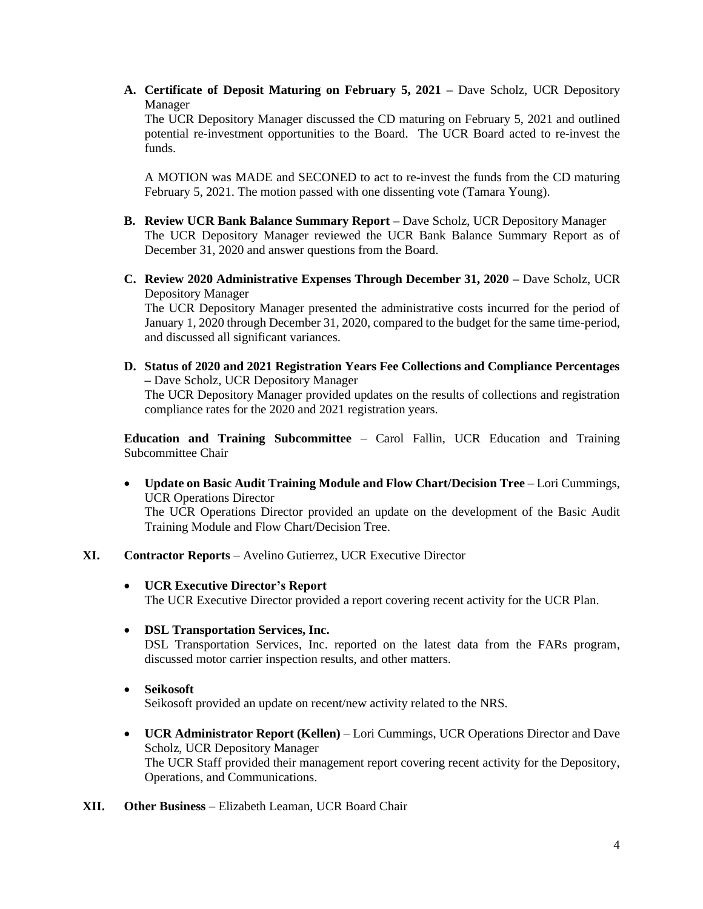A. **Certificate of Deposit Maturing on February 5, 2021 –** Dave Scholz, UCR Depository Manager

   The UCR Depository Manager discussed the CD maturing on February 5, 2021 and outlined potential re-investment opportunities to the Board. The UCR Board acted to re-invest the funds.

   A MOTION was MADE and SECONED to act to re-invest the funds from the CD maturing February 5, 2021. The motion passed with one dissenting vote (Tamara Young).

B. **Review UCR Bank Balance Summary Report –** Dave Scholz, UCR Depository Manager

   The UCR Depository Manager reviewed the UCR Bank Balance Summary Report as of December 31, 2020 and answer questions from the Board.

C. **Review 2020 Administrative Expenses Through December 31, 2020 –** Dave Scholz, UCR Depository Manager

   The UCR Depository Manager presented the administrative costs incurred for the period of January 1, 2020 through December 31, 2020, compared to the budget for the same time-period, and discussed all significant variances.

D. **Status of 2020 and 2021 Registration Years Fee Collections and Compliance Percentages –** Dave Scholz, UCR Depository Manager

   The UCR Depository Manager provided updates on the results of collections and registration compliance rates for the 2020 and 2021 registration years.

**Education and Training Subcommittee** – Carol Fallin, UCR Education and Training Subcommittee Chair

- **Update on Basic Audit Training Module and Flow Chart/Decision Tree** – Lori Cummings, UCR Operations Director

  The UCR Operations Director provided an update on the development of the Basic Audit Training Module and Flow Chart/Decision Tree.

**XI. Contractor Reports** – Avelino Gutierrez, UCR Executive Director

- **UCR Executive Director's Report**

  The UCR Executive Director provided a report covering recent activity for the UCR Plan.

- **DSL Transportation Services, Inc.**

  DSL Transportation Services, Inc. reported on the latest data from the FARs program, discussed motor carrier inspection results, and other matters.

- **Seikosoft**

  Seikosoft provided an update on recent/new activity related to the NRS.

- **UCR Administrator Report (Kellen)** – Lori Cummings, UCR Operations Director and Dave Scholz, UCR Depository Manager

  The UCR Staff provided their management report covering recent activity for the Depository, Operations, and Communications.

**XII. Other Business** – Elizabeth Leaman, UCR Board Chair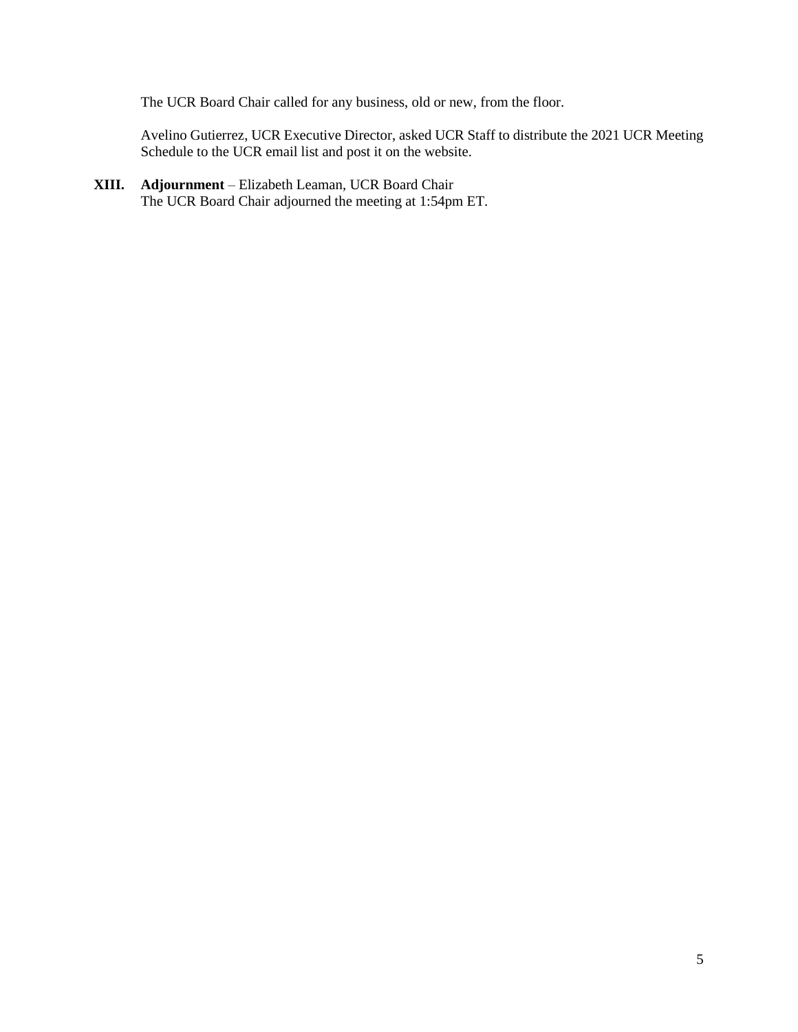The UCR Board Chair called for any business, old or new, from the floor.

Avelino Gutierrez, UCR Executive Director, asked UCR Staff to distribute the 2021 UCR Meeting Schedule to the UCR email list and post it on the website.

**XIII. Adjournment** – Elizabeth Leaman, UCR Board Chair
The UCR Board Chair adjourned the meeting at 1:54pm ET.